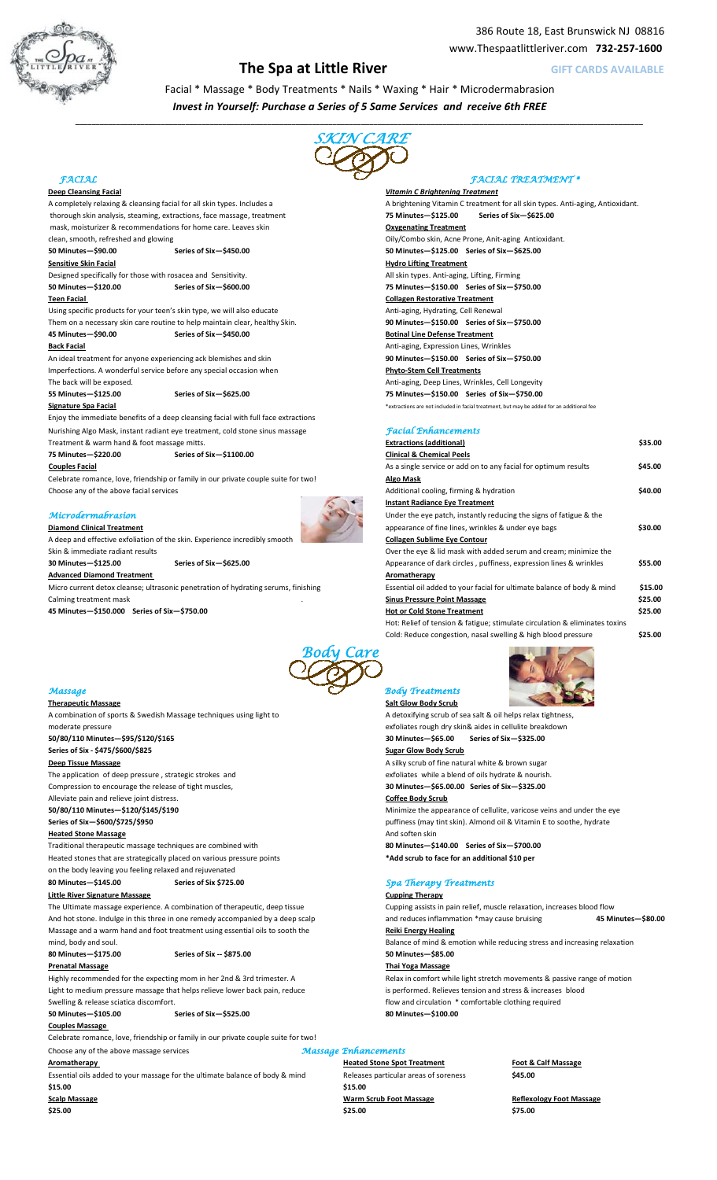386 Route 18, East Brunswick NJ 08816
www.Thespaatlittleriver.com **732-257-1600**

# The Spa at Little River

**GIFT CARDS AVAILABLE**

Facial * Massage * Body Treatments * Nails * Waxing * Hair * Microdermabrasion

***Invest in Yourself: Purchase a Series of 5 Same Services and receive 6th FREE***

## SKIN CARE

### *FACIAL*

**Deep Cleansing Facial**
A completely relaxing & cleansing facial for all skin types. Includes a thorough skin analysis, steaming, extractions, face massage, treatment mask, moisturizer & recommendations for home care. Leaves skin clean, smooth, refreshed and glowing
**50 Minutes—$90.00 Series of Six—$450.00**

**Sensitive Skin Facial**
Designed specifically for those with rosacea and Sensitivity.
**50 Minutes—$120.00 Series of Six—$600.00**

**Teen Facial**
Using specific products for your teen's skin type, we will also educate Them on a necessary skin care routine to help maintain clear, healthy Skin.
**45 Minutes—$90.00 Series of Six—$450.00**

**Back Facial**
An ideal treatment for anyone experiencing ack blemishes and skin Imperfections. A wonderful service before any special occasion when The back will be exposed.
**55 Minutes—$125.00 Series of Six—$625.00**

**Signature Spa Facial**
Enjoy the immediate benefits of a deep cleansing facial with full face extractions Nurishing Algo Mask, instant radiant eye treatment, cold stone sinus massage Treatment & warm hand & foot massage mitts.
**75 Minutes—$220.00 Series of Six—$1100.00**

**Couples Facial**
Celebrate romance, love, friendship or family in our private couple suite for two! Choose any of the above facial services

### *Microdermabrasion*

**Diamond Clinical Treatment**
A deep and effective exfoliation of the skin. Experience incredibly smooth Skin & immediate radiant results
**30 Minutes—$125.00 Series of Six—$625.00**

**Advanced Diamond Treatment**
Micro current detox cleanse; ultrasonic penetration of hydrating serums, finishing Calming treatment mask
**45 Minutes—$150.000 Series of Six—$750.00**

### *FACIAL TREATMENT **

***Vitamin C Brightening Treatment***
A brightening Vitamin C treatment for all skin types. Anti-aging, Antioxidant.
**75 Minutes—$125.00 Series of Six—$625.00**

**Oxygenating Treatment**
Oily/Combo skin, Acne Prone, Anit-aging Antioxidant.
**50 Minutes—$125.00 Series of Six—$625.00**

**Hydro Lifting Treatment**
All skin types. Anti-aging, Lifting, Firming
**75 Minutes—$150.00 Series of Six—$750.00**

**Collagen Restorative Treatment**
Anti-aging, Hydrating, Cell Renewal
**90 Minutes—$150.00 Series of Six—$750.00**

**Botinal Line Defense Treatment**
Anti-aging, Expression Lines, Wrinkles
**90 Minutes—$150.00 Series of Six—$750.00**

**Phyto-Stem Cell Treatments**
Anti-aging, Deep Lines, Wrinkles, Cell Longevity
**75 Minutes—$150.00 Series of Six—$750.00**

*extractions are not included in facial treatment, but may be added for an additional fee

### *Facial Enhancements*

**Extractions (additional)** **$35.00**

**Clinical & Chemical Peels**
As a single service or add on to any facial for optimum results **$45.00**

**Algo Mask**
Additional cooling, firming & hydration **$40.00**

**Instant Radiance Eye Treatment**
Under the eye patch, instantly reducing the signs of fatigue & the appearance of fine lines, wrinkles & under eye bags **$30.00**

**Collagen Sublime Eye Contour**
Over the eye & lid mask with added serum and cream; minimize the Appearance of dark circles , puffiness, expression lines & wrinkles **$55.00**

**Aromatherapy**
Essential oil added to your facial for ultimate balance of body & mind **$15.00**

**Sinus Pressure Point Massage** **$25.00**

**Hot or Cold Stone Treatment** **$25.00**
Hot: Relief of tension & fatigue; stimulate circulation & eliminates toxins
Cold: Reduce congestion, nasal swelling & high blood pressure **$25.00**

## Body Care

### *Massage*

**Therapeutic Massage**
A combination of sports & Swedish Massage techniques using light to moderate pressure
**50/80/110 Minutes—$95/$120/$165**
**Series of Six - $475/$600/$825**

**Deep Tissue Massage**
The application of deep pressure , strategic strokes and Compression to encourage the release of tight muscles, Alleviate pain and relieve joint distress.
**50/80/110 Minutes—$120/$145/$190**
**Series of Six—$600/$725/$950**

**Heated Stone Massage**
Traditional therapeutic massage techniques are combined with Heated stones that are strategically placed on various pressure points on the body leaving you feeling relaxed and rejuvenated
**80 Minutes—$145.00 Series of Six $725.00**

**Little River Signature Massage**
The Ultimate massage experience. A combination of therapeutic, deep tissue And hot stone. Indulge in this three in one remedy accompanied by a deep scalp Massage and a warm hand and foot treatment using essential oils to sooth the mind, body and soul.
**80 Minutes—$175.00 Series of Six -- $875.00**

**Prenatal Massage**
Highly recommended for the expecting mom in her 2nd & 3rd trimester. A Light to medium pressure massage that helps relieve lower back pain, reduce Swelling & release sciatica discomfort.
**50 Minutes—$105.00 Series of Six—$525.00**

**Couples Massage**
Celebrate romance, love, friendship or family in our private couple suite for two! Choose any of the above massage services

### *Body Treatments*

**Salt Glow Body Scrub**
A detoxifying scrub of sea salt & oil helps relax tightness, exfoliates rough dry skin& aides in cellulite breakdown
**30 Minutes—$65.00 Series of Six—$325.00**

**Sugar Glow Body Scrub**
A silky scrub of fine natural white & brown sugar exfoliates while a blend of oils hydrate & nourish.
**30 Minutes—$65.00.00 Series of Six—$325.00**

**Coffee Body Scrub**
Minimize the appearance of cellulite, varicose veins and under the eye puffiness (may tint skin). Almond oil & Vitamin E to soothe, hydrate And soften skin
**80 Minutes—$140.00 Series of Six—$700.00**
***Add scrub to face for an additional $10 per**

### *Spa Therapy Treatments*

**Cupping Therapy**
Cupping assists in pain relief, muscle relaxation, increases blood flow and reduces inflammation *may cause bruising **45 Minutes—$80.00**

**Reiki Energy Healing**
Balance of mind & emotion while reducing stress and increasing relaxation
**50 Minutes—$85.00**

**Thai Yoga Massage**
Relax in comfort while light stretch movements & passive range of motion is performed. Relieves tension and stress & increases blood flow and circulation * comfortable clothing required
**80 Minutes—$100.00**

### *Massage Enhancements*

**Aromatherapy**
Essential oils added to your massage for the ultimate balance of body & mind
**$15.00**

**Scalp Massage**
**$25.00**

**Heated Stone Spot Treatment**
Releases particular areas of soreness
**$15.00**

**Warm Scrub Foot Massage**
**$25.00**

**Foot & Calf Massage**
**$45.00**

**Reflexology Foot Massage**
**$75.00**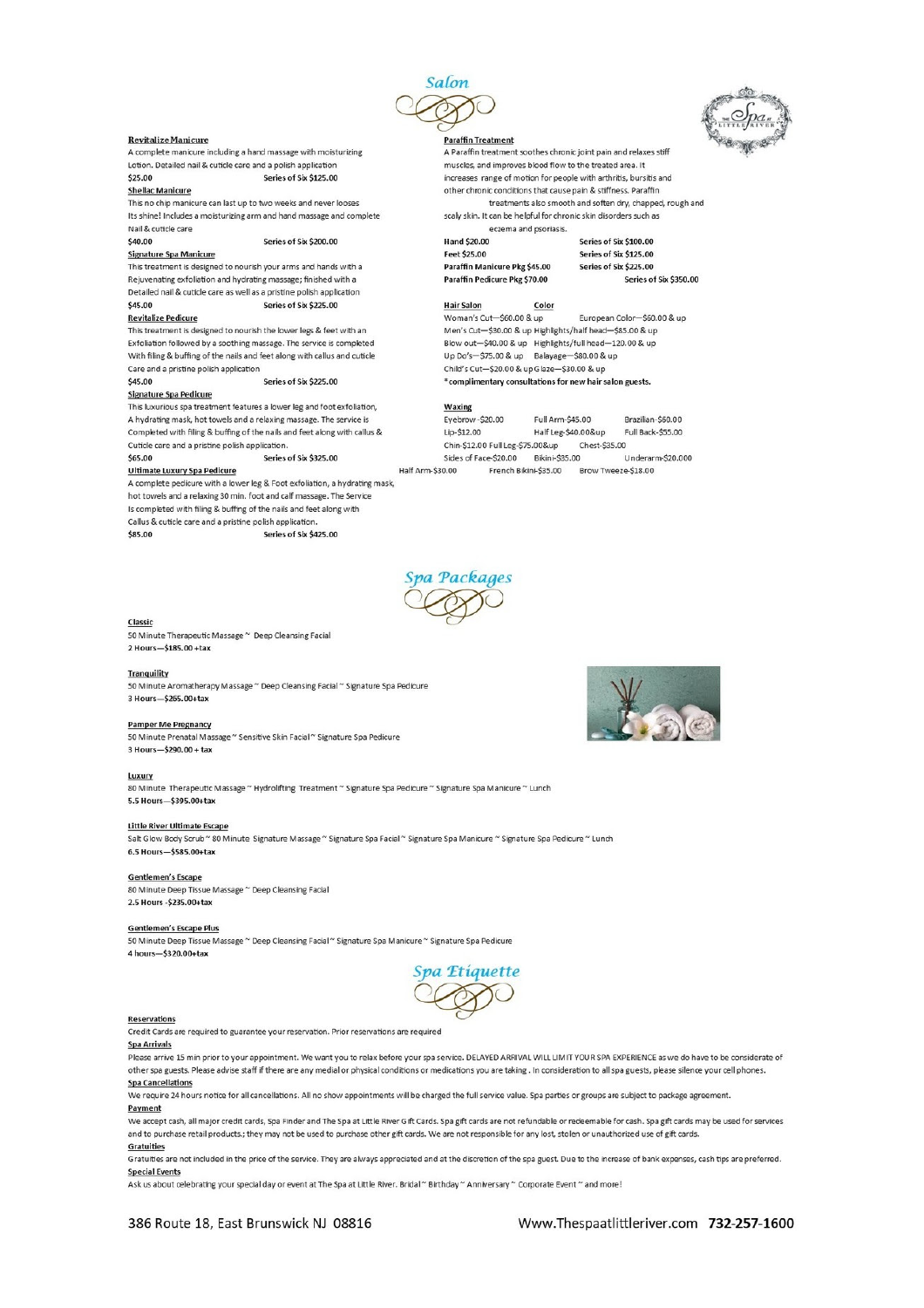# Salon

**Revitalize Manicure**

A complete manicure including a hand massage with moisturizing Lotion. Detailed nail & cuticle care and a polish application

$25.00 Series of Six $125.00

**Shellac Manicure**

This no chip manicure can last up to two weeks and never looses Its shine! Includes a moisturizing arm and hand massage and complete Nail & cuticle care

$40.00 Series of Six $200.00

**Signature Spa Manicure**

This treatment is designed to nourish your arms and hands with a Rejuvenating exfoliation and hydrating massage; finished with a Detailed nail & cuticle care as well as a pristine polish application

$45.00 Series of Six $225.00

**Revitalize Pedicure**

This treatment is designed to nourish the lower legs & feet with an Exfoliation followed by a soothing massage. The service is completed With filing & buffing of the nails and feet along with callus and cuticle Care and a pristine polish application

$45.00 Series of Six $225.00

**Signature Spa Pedicure**

This luxurious spa treatment features a lower leg and foot exfoliation, A hydrating mask, hot towels and a relaxing massage. The service is Completed with filing & buffing of the nails and feet along with callus & Cuticle care and a pristine polish application.

$65.00 Series of Six $325.00

**Ultimate Luxury Spa Pedicure**

A complete pedicure with a lower leg & Foot exfoliation, a hydrating mask, hot towels and a relaxing 30 min. foot and calf massage. The Service Is completed with filing & buffing of the nails and feet along with Callus & cuticle care and a pristine polish application.

$85.00 Series of Six $425.00

**Paraffin Treatment**

A Paraffin treatment soothes chronic joint pain and relaxes stiff muscles, and improves blood flow to the treated area. It increases range of motion for people with arthritis, bursitis and other chronic conditions that cause pain & stiffness. Paraffin treatments also smooth and soften dry, chapped, rough and scaly skin. It can be helpful for chronic skin disorders such as eczema and psoriasis.

**Hand $20.00** Series of Six $100.00

**Feet $25.00** Series of Six $125.00

**Paraffin Manicure Pkg $45.00** Series of Six $225.00

**Paraffin Pedicure Pkg $70.00** Series of Six $350.00

**Hair Salon** / **Color**

Woman's Cut—$60.00 & up — European Color—$60.00 & up

Men's Cut—$30.00 & up — Highlights/half head—$85.00 & up

Blow out—$40.00 & up — Highlights/full head—120.00 & up

Up Do's—$75.00 & up — Balayage—$80.00 & up

Child's Cut—$20.00 & up — Glaze—$30.00 & up

**\*complimentary consultations for new hair salon guests.**

**Waxing**

| | | |
|---|---|---|
| Eyebrow -$20.00 | Full Arm-$45.00 | Brazilian-$60.00 |
| Lip-$12.00 | Half Leg-$40.00&up | Full Back-$55.00 |
| Chin-$12.00 | Full Leg-$75.00&up | Chest-$35.00 |
| Sides of Face-$20.00 | Bikini-$35.00 | Underarm-$20.000 |
| Half Arm-$30.00 | French Bikini-$35.00 | Brow Tweeze-$18.00 |

# Spa Packages

**Classic**

50 Minute Therapeutic Massage ~ Deep Cleansing Facial

**2 Hours—$185.00 +tax**

**Tranquility**

50 Minute Aromatherapy Massage ~ Deep Cleansing Facial ~ Signature Spa Pedicure

**3 Hours—$265.00+tax**

**Pamper Me Pregnancy**

50 Minute Prenatal Massage ~ Sensitive Skin Facial ~ Signature Spa Pedicure

**3 Hours—$290.00 + tax**

**Luxury**

80 Minute Therapeutic Massage ~ Hydrolifting Treatment ~ Signature Spa Pedicure ~ Signature Spa Manicure ~ Lunch

**5.5 Hours—$395.00+tax**

**Little River Ultimate Escape**

Salt Glow Body Scrub ~ 80 Minute Signature Massage ~ Signature Spa Facial ~ Signature Spa Manicure ~ Signature Spa Pedicure ~ Lunch

**6.5 Hours—$585.00+tax**

**Gentlemen's Escape**

80 Minute Deep Tissue Massage ~ Deep Cleansing Facial

**2.5 Hours -$235.00+tax**

**Gentlemen's Escape Plus**

50 Minute Deep Tissue Massage ~ Deep Cleansing Facial ~ Signature Spa Manicure ~ Signature Spa Pedicure

**4 hours—$320.00+tax**

# Spa Etiquette

**Reservations**

Credit Cards are required to guarantee your reservation. Prior reservations are required

**Spa Arrivals**

Please arrive 15 min prior to your appointment. We want you to relax before your spa service. DELAYED ARRIVAL WILL LIMIT YOUR SPA EXPERIENCE as we do have to be considerate of other spa guests. Please advise staff if there are any medial or physical conditions or medications you are taking . In consideration to all spa guests, please silence your cell phones.

**Spa Cancellations**

We require 24 hours notice for all cancellations. All no show appointments will be charged the full service value. Spa parties or groups are subject to package agreement.

**Payment**

We accept cash, all major credit cards, Spa Finder and The Spa at Little River Gift Cards. Spa gift cards are not refundable or redeemable for cash. Spa gift cards may be used for services and to purchase retail products.; they may not be used to purchase other gift cards. We are not responsible for any lost, stolen or unauthorized use of gift cards.

**Gratuities**

Gratuities are not included in the price of the service. They are always appreciated and at the discretion of the spa guest. Due to the increase of bank expenses, cash tips are preferred.

**Special Events**

Ask us about celebrating your special day or event at The Spa at Little River. Bridal ~ Birthday ~ Anniversary ~ Corporate Event ~ and more!

386 Route 18, East Brunswick NJ 08816 — Www.Thespaatlittleriver.com 732-257-1600